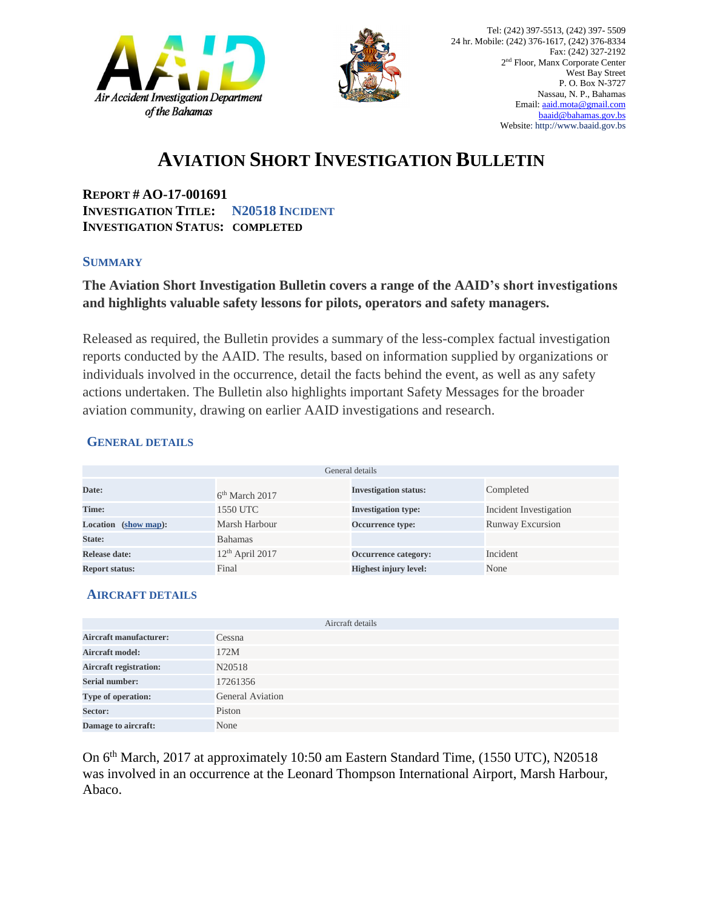Air Accident Investigation Department of the Bahamas

Tel: (242) 397-5513, (242) 397- 5509
24 hr. Mobile: (242) 376-1617, (242) 376-8334
Fax: (242) 327-2192
2nd Floor, Manx Corporate Center
West Bay Street
P. O. Box N-3727
Nassau, N. P., Bahamas
Email: aaid.mota@gmail.com
baaid@bahamas.gov.bs
Website: http://www.baaid.gov.bs

# AVIATION SHORT INVESTIGATION BULLETIN

**REPORT # AO-17-001691**
**INVESTIGATION TITLE: N20518 INCIDENT**
**INVESTIGATION STATUS: COMPLETED**

## SUMMARY

**The Aviation Short Investigation Bulletin covers a range of the AAID's short investigations and highlights valuable safety lessons for pilots, operators and safety managers.**

Released as required, the Bulletin provides a summary of the less-complex factual investigation reports conducted by the AAID. The results, based on information supplied by organizations or individuals involved in the occurrence, detail the facts behind the event, as well as any safety actions undertaken. The Bulletin also highlights important Safety Messages for the broader aviation community, drawing on earlier AAID investigations and research.

## GENERAL DETAILS

| General details | | | |
|---|---|---|---|
| **Date:** | 6th March 2017 | **Investigation status:** | Completed |
| **Time:** | 1550 UTC | **Investigation type:** | Incident Investigation |
| **Location (show map):** | Marsh Harbour | **Occurrence type:** | Runway Excursion |
| **State:** | Bahamas | | |
| **Release date:** | 12th April 2017 | **Occurrence category:** | Incident |
| **Report status:** | Final | **Highest injury level:** | None |

## AIRCRAFT DETAILS

| Aircraft details | |
|---|---|
| **Aircraft manufacturer:** | Cessna |
| **Aircraft model:** | 172M |
| **Aircraft registration:** | N20518 |
| **Serial number:** | 17261356 |
| **Type of operation:** | General Aviation |
| **Sector:** | Piston |
| **Damage to aircraft:** | None |

On 6th March, 2017 at approximately 10:50 am Eastern Standard Time, (1550 UTC), N20518 was involved in an occurrence at the Leonard Thompson International Airport, Marsh Harbour, Abaco.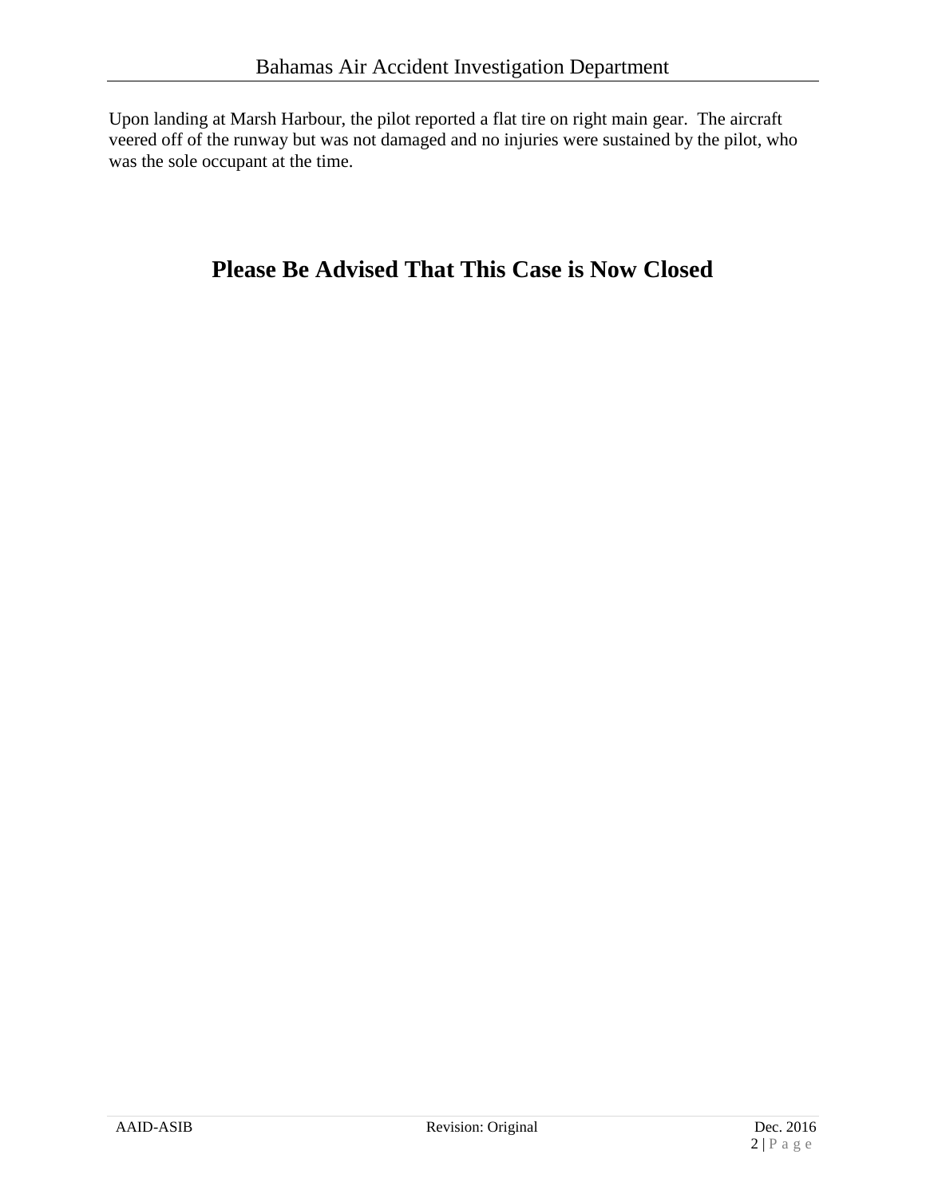Upon landing at Marsh Harbour, the pilot reported a flat tire on right main gear. The aircraft veered off of the runway but was not damaged and no injuries were sustained by the pilot, who was the sole occupant at the time.

## Please Be Advised That This Case is Now Closed